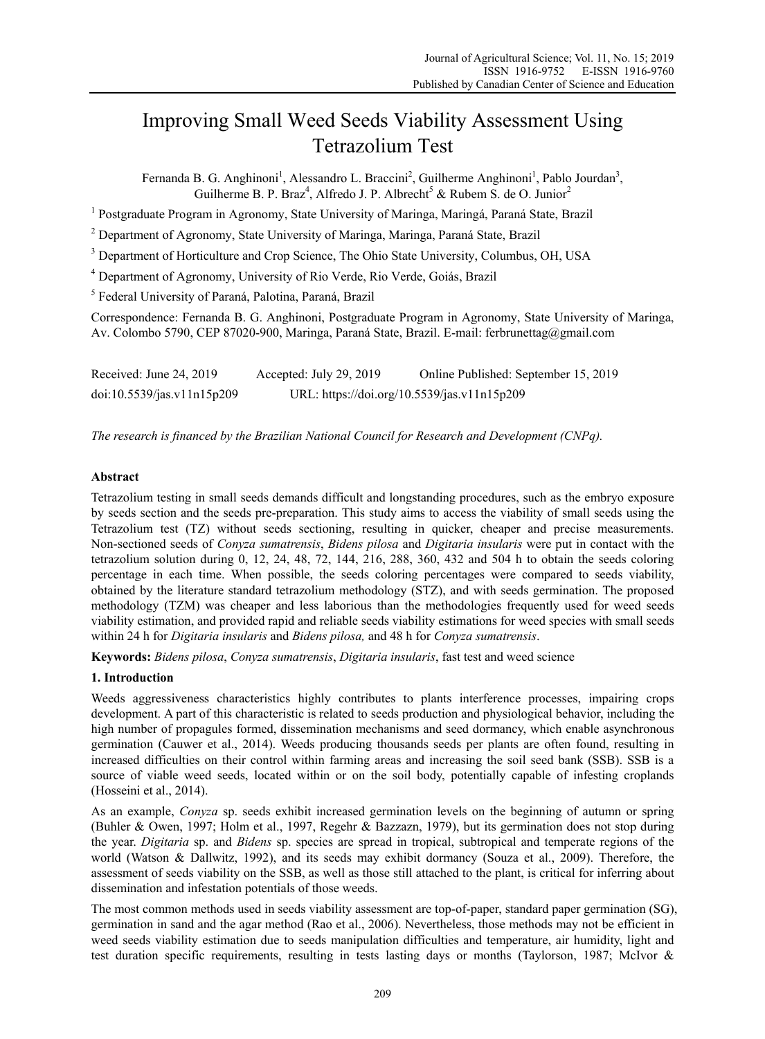# Improving Small Weed Seeds Viability Assessment Using Tetrazolium Test

Fernanda B. G. Anghinoni[1], Alessandro L. Braccini[2], Guilherme Anghinoni[1], Pablo Jourdan[3], Guilherme B. P. Braz[4], Alfredo J. P. Albrecht[5] & Rubem S. de O. Junior[2]

[1] Postgraduate Program in Agronomy, State University of Maringa, Maringá, Paraná State, Brazil

[2] Department of Agronomy, State University of Maringa, Maringa, Paraná State, Brazil

[3] Department of Horticulture and Crop Science, The Ohio State University, Columbus, OH, USA

[4] Department of Agronomy, University of Rio Verde, Rio Verde, Goiás, Brazil

[5] Federal University of Paraná, Palotina, Paraná, Brazil

Correspondence: Fernanda B. G. Anghinoni, Postgraduate Program in Agronomy, State University of Maringa, Av. Colombo 5790, CEP 87020-900, Maringa, Paraná State, Brazil. E-mail: ferbrunettag@gmail.com

Received: June 24, 2019 Accepted: July 29, 2019 Online Published: September 15, 2019

doi:10.5539/jas.v11n15p209 URL: https://doi.org/10.5539/jas.v11n15p209

*The research is financed by the Brazilian National Council for Research and Development (CNPq).*

## Abstract

Tetrazolium testing in small seeds demands difficult and longstanding procedures, such as the embryo exposure by seeds section and the seeds pre-preparation. This study aims to access the viability of small seeds using the Tetrazolium test (TZ) without seeds sectioning, resulting in quicker, cheaper and precise measurements. Non-sectioned seeds of *Conyza sumatrensis*, *Bidens pilosa* and *Digitaria insularis* were put in contact with the tetrazolium solution during 0, 12, 24, 48, 72, 144, 216, 288, 360, 432 and 504 h to obtain the seeds coloring percentage in each time. When possible, the seeds coloring percentages were compared to seeds viability, obtained by the literature standard tetrazolium methodology (STZ), and with seeds germination. The proposed methodology (TZM) was cheaper and less laborious than the methodologies frequently used for weed seeds viability estimation, and provided rapid and reliable seeds viability estimations for weed species with small seeds within 24 h for *Digitaria insularis* and *Bidens pilosa,* and 48 h for *Conyza sumatrensis*.

**Keywords:** *Bidens pilosa*, *Conyza sumatrensis*, *Digitaria insularis*, fast test and weed science

## 1. Introduction

Weeds aggressiveness characteristics highly contributes to plants interference processes, impairing crops development. A part of this characteristic is related to seeds production and physiological behavior, including the high number of propagules formed, dissemination mechanisms and seed dormancy, which enable asynchronous germination (Cauwer et al., 2014). Weeds producing thousands seeds per plants are often found, resulting in increased difficulties on their control within farming areas and increasing the soil seed bank (SSB). SSB is a source of viable weed seeds, located within or on the soil body, potentially capable of infesting croplands (Hosseini et al., 2014).

As an example, *Conyza* sp. seeds exhibit increased germination levels on the beginning of autumn or spring (Buhler & Owen, 1997; Holm et al., 1997, Regehr & Bazzazn, 1979), but its germination does not stop during the year. *Digitaria* sp. and *Bidens* sp. species are spread in tropical, subtropical and temperate regions of the world (Watson & Dallwitz, 1992), and its seeds may exhibit dormancy (Souza et al., 2009). Therefore, the assessment of seeds viability on the SSB, as well as those still attached to the plant, is critical for inferring about dissemination and infestation potentials of those weeds.

The most common methods used in seeds viability assessment are top-of-paper, standard paper germination (SG), germination in sand and the agar method (Rao et al., 2006). Nevertheless, those methods may not be efficient in weed seeds viability estimation due to seeds manipulation difficulties and temperature, air humidity, light and test duration specific requirements, resulting in tests lasting days or months (Taylorson, 1987; McIvor &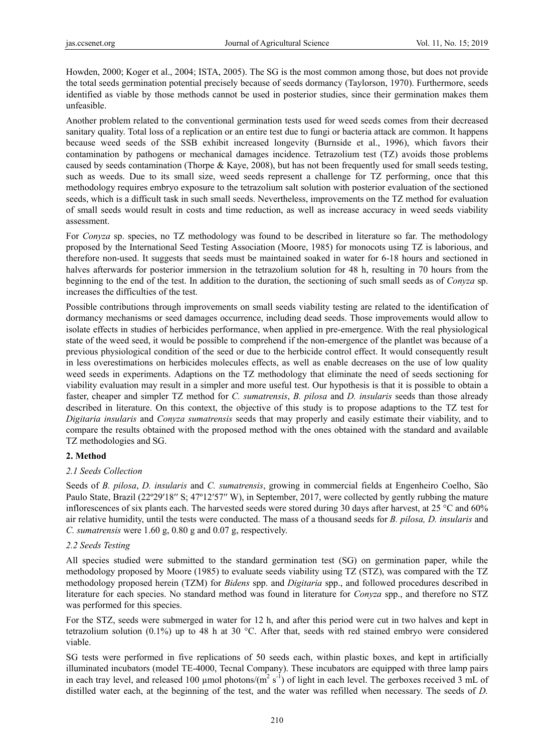Howden, 2000; Koger et al., 2004; ISTA, 2005). The SG is the most common among those, but does not provide the total seeds germination potential precisely because of seeds dormancy (Taylorson, 1970). Furthermore, seeds identified as viable by those methods cannot be used in posterior studies, since their germination makes them unfeasible.

Another problem related to the conventional germination tests used for weed seeds comes from their decreased sanitary quality. Total loss of a replication or an entire test due to fungi or bacteria attack are common. It happens because weed seeds of the SSB exhibit increased longevity (Burnside et al., 1996), which favors their contamination by pathogens or mechanical damages incidence. Tetrazolium test (TZ) avoids those problems caused by seeds contamination (Thorpe & Kaye, 2008), but has not been frequently used for small seeds testing, such as weeds. Due to its small size, weed seeds represent a challenge for TZ performing, once that this methodology requires embryo exposure to the tetrazolium salt solution with posterior evaluation of the sectioned seeds, which is a difficult task in such small seeds. Nevertheless, improvements on the TZ method for evaluation of small seeds would result in costs and time reduction, as well as increase accuracy in weed seeds viability assessment.

For *Conyza* sp. species, no TZ methodology was found to be described in literature so far. The methodology proposed by the International Seed Testing Association (Moore, 1985) for monocots using TZ is laborious, and therefore non-used. It suggests that seeds must be maintained soaked in water for 6-18 hours and sectioned in halves afterwards for posterior immersion in the tetrazolium solution for 48 h, resulting in 70 hours from the beginning to the end of the test. In addition to the duration, the sectioning of such small seeds as of *Conyza* sp. increases the difficulties of the test.

Possible contributions through improvements on small seeds viability testing are related to the identification of dormancy mechanisms or seed damages occurrence, including dead seeds. Those improvements would allow to isolate effects in studies of herbicides performance, when applied in pre-emergence. With the real physiological state of the weed seed, it would be possible to comprehend if the non-emergence of the plantlet was because of a previous physiological condition of the seed or due to the herbicide control effect. It would consequently result in less overestimations on herbicides molecules effects, as well as enable decreases on the use of low quality weed seeds in experiments. Adaptions on the TZ methodology that eliminate the need of seeds sectioning for viability evaluation may result in a simpler and more useful test. Our hypothesis is that it is possible to obtain a faster, cheaper and simpler TZ method for *C. sumatrensis*, *B. pilosa* and *D. insularis* seeds than those already described in literature. On this context, the objective of this study is to propose adaptions to the TZ test for *Digitaria insularis* and *Conyza sumatrensis* seeds that may properly and easily estimate their viability, and to compare the results obtained with the proposed method with the ones obtained with the standard and available TZ methodologies and SG.

## 2. Method

### *2.1 Seeds Collection*

Seeds of *B. pilosa*, *D. insularis* and *C. sumatrensis*, growing in commercial fields at Engenheiro Coelho, São Paulo State, Brazil (22º29′18″ S; 47º12′57″ W), in September, 2017, were collected by gently rubbing the mature inflorescences of six plants each. The harvested seeds were stored during 30 days after harvest, at 25 °C and 60% air relative humidity, until the tests were conducted. The mass of a thousand seeds for *B. pilosa, D. insularis* and *C. sumatrensis* were 1.60 g, 0.80 g and 0.07 g, respectively.

### *2.2 Seeds Testing*

All species studied were submitted to the standard germination test (SG) on germination paper, while the methodology proposed by Moore (1985) to evaluate seeds viability using TZ (STZ), was compared with the TZ methodology proposed herein (TZM) for *Bidens* spp. and *Digitaria* spp., and followed procedures described in literature for each species. No standard method was found in literature for *Conyza* spp., and therefore no STZ was performed for this species.

For the STZ, seeds were submerged in water for 12 h, and after this period were cut in two halves and kept in tetrazolium solution (0.1%) up to 48 h at 30 °C. After that, seeds with red stained embryo were considered viable.

SG tests were performed in five replications of 50 seeds each, within plastic boxes, and kept in artificially illuminated incubators (model TE-4000, Tecnal Company). These incubators are equipped with three lamp pairs in each tray level, and released 100 µmol photons/($m^2$ $s^{-1}$) of light in each level. The gerboxes received 3 mL of distilled water each, at the beginning of the test, and the water was refilled when necessary. The seeds of *D.*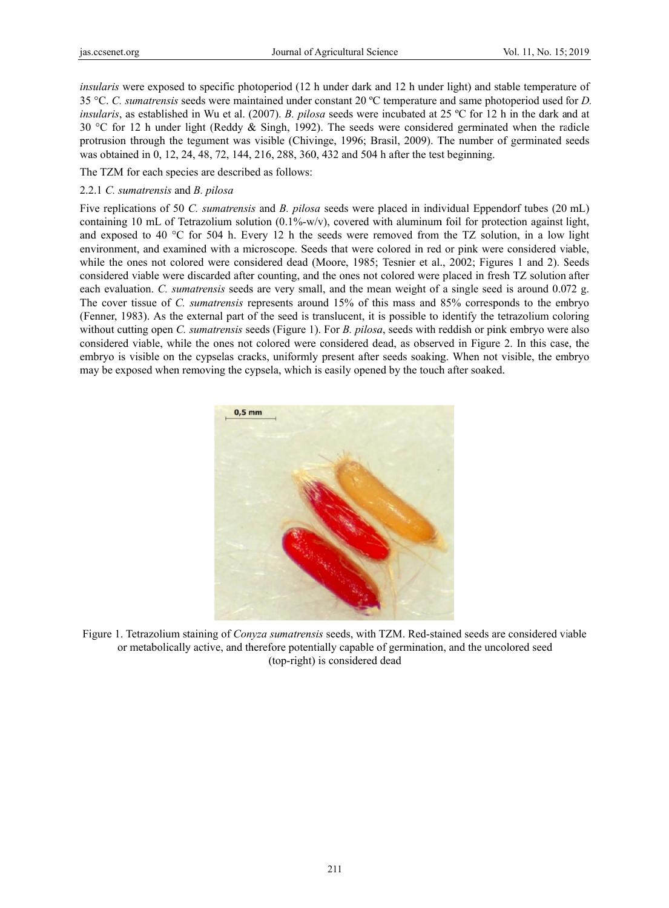*insularis* were exposed to specific photoperiod (12 h under dark and 12 h under light) and stable temperature of 35 °C. *C. sumatrensis* seeds were maintained under constant 20 ºC temperature and same photoperiod used for *D. insularis*, as established in Wu et al. (2007). *B. pilosa* seeds were incubated at 25 ºC for 12 h in the dark and at 30 °C for 12 h under light (Reddy & Singh, 1992). The seeds were considered germinated when the radicle protrusion through the tegument was visible (Chivinge, 1996; Brasil, 2009). The number of germinated seeds was obtained in 0, 12, 24, 48, 72, 144, 216, 288, 360, 432 and 504 h after the test beginning.

The TZM for each species are described as follows:

### 2.2.1 *C. sumatrensis* and *B. pilosa*

Five replications of 50 *C. sumatrensis* and *B. pilosa* seeds were placed in individual Eppendorf tubes (20 mL) containing 10 mL of Tetrazolium solution (0.1%-w/v), covered with aluminum foil for protection against light, and exposed to 40 °C for 504 h. Every 12 h the seeds were removed from the TZ solution, in a low light environment, and examined with a microscope. Seeds that were colored in red or pink were considered viable, while the ones not colored were considered dead (Moore, 1985; Tesnier et al., 2002; Figures 1 and 2). Seeds considered viable were discarded after counting, and the ones not colored were placed in fresh TZ solution after each evaluation. *C. sumatrensis* seeds are very small, and the mean weight of a single seed is around 0.072 g. The cover tissue of *C. sumatrensis* represents around 15% of this mass and 85% corresponds to the embryo (Fenner, 1983). As the external part of the seed is translucent, it is possible to identify the tetrazolium coloring without cutting open *C. sumatrensis* seeds (Figure 1). For *B. pilosa*, seeds with reddish or pink embryo were also considered viable, while the ones not colored were considered dead, as observed in Figure 2. In this case, the embryo is visible on the cypselas cracks, uniformly present after seeds soaking. When not visible, the embryo may be exposed when removing the cypsela, which is easily opened by the touch after soaked.

Figure 1. Tetrazolium staining of *Conyza sumatrensis* seeds, with TZM. Red-stained seeds are considered viable or metabolically active, and therefore potentially capable of germination, and the uncolored seed (top-right) is considered dead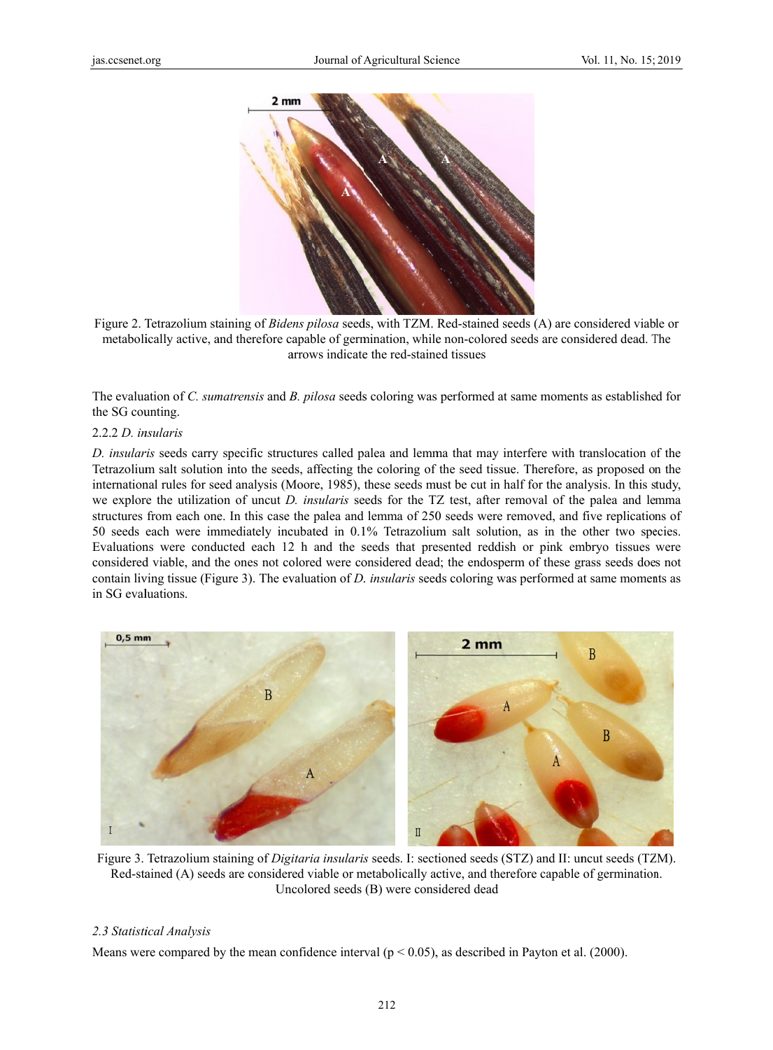Figure 2. Tetrazolium staining of *Bidens pilosa* seeds, with TZM. Red-stained seeds (A) are considered viable or metabolically active, and therefore capable of germination, while non-colored seeds are considered dead. The arrows indicate the red-stained tissues

The evaluation of *C. sumatrensis* and *B. pilosa* seeds coloring was performed at same moments as established for the SG counting.

#### 2.2.2 *D. insularis*

*D. insularis* seeds carry specific structures called palea and lemma that may interfere with translocation of the Tetrazolium salt solution into the seeds, affecting the coloring of the seed tissue. Therefore, as proposed on the international rules for seed analysis (Moore, 1985), these seeds must be cut in half for the analysis. In this study, we explore the utilization of uncut *D. insularis* seeds for the TZ test, after removal of the palea and lemma structures from each one. In this case the palea and lemma of 250 seeds were removed, and five replications of 50 seeds each were immediately incubated in 0.1% Tetrazolium salt solution, as in the other two species. Evaluations were conducted each 12 h and the seeds that presented reddish or pink embryo tissues were considered viable, and the ones not colored were considered dead; the endosperm of these grass seeds does not contain living tissue (Figure 3). The evaluation of *D. insularis* seeds coloring was performed at same moments as in SG evaluations.

Figure 3. Tetrazolium staining of *Digitaria insularis* seeds. I: sectioned seeds (STZ) and II: uncut seeds (TZM). Red-stained (A) seeds are considered viable or metabolically active, and therefore capable of germination. Uncolored seeds (B) were considered dead

### 2.3 Statistical Analysis

Means were compared by the mean confidence interval ($p < 0.05$), as described in Payton et al. (2000).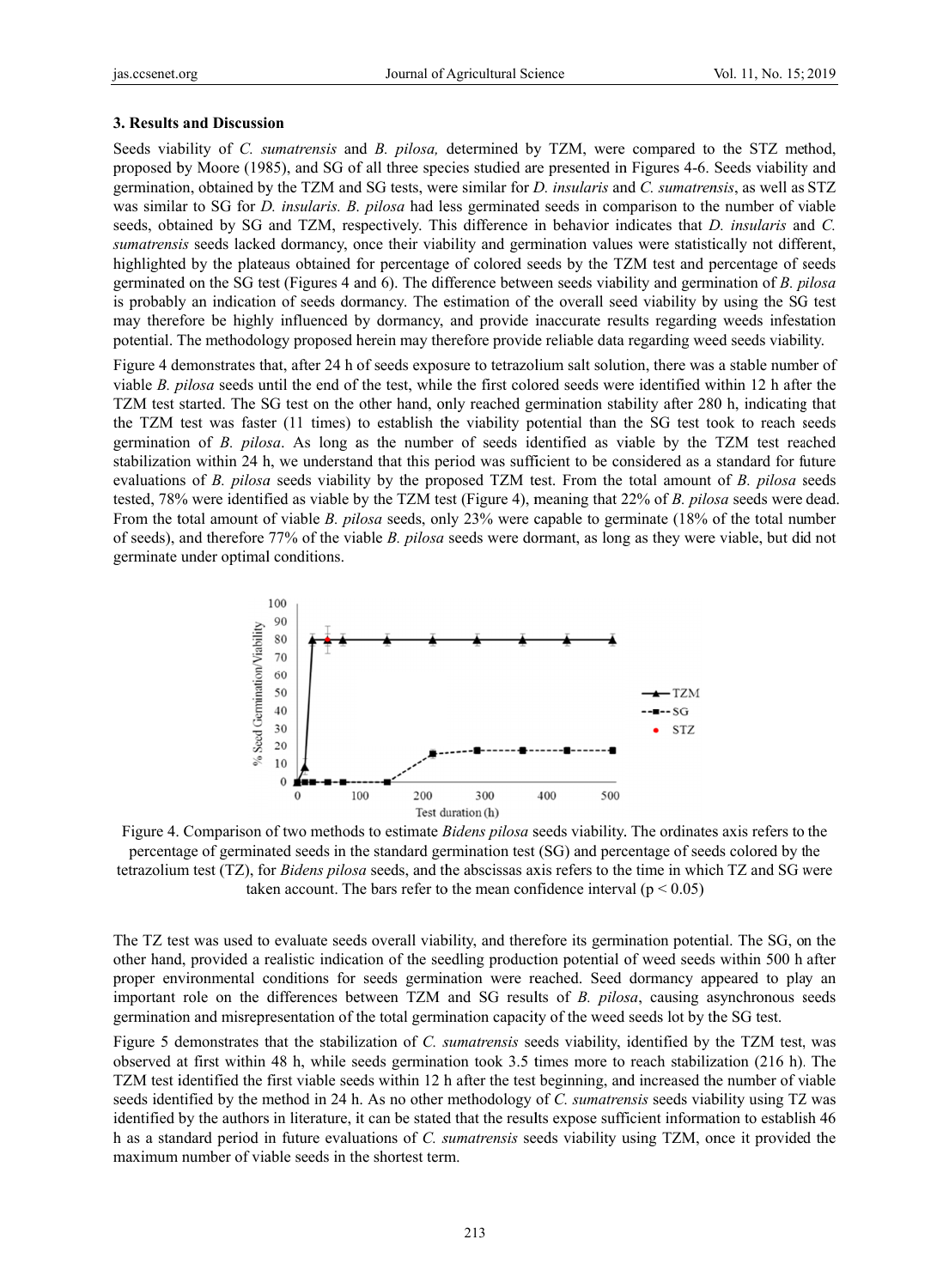## 3. Results and Discussion

Seeds viability of *C. sumatrensis* and *B. pilosa,* determined by TZM, were compared to the STZ method, proposed by Moore (1985), and SG of all three species studied are presented in Figures 4-6. Seeds viability and germination, obtained by the TZM and SG tests, were similar for *D. insularis* and *C. sumatrensis*, as well as STZ was similar to SG for *D. insularis*. *B. pilosa* had less germinated seeds in comparison to the number of viable seeds, obtained by SG and TZM, respectively. This difference in behavior indicates that *D. insularis* and *C. sumatrensis* seeds lacked dormancy, once their viability and germination values were statistically not different, highlighted by the plateaus obtained for percentage of colored seeds by the TZM test and percentage of seeds germinated on the SG test (Figures 4 and 6). The difference between seeds viability and germination of *B. pilosa* is probably an indication of seeds dormancy. The estimation of the overall seed viability by using the SG test may therefore be highly influenced by dormancy, and provide inaccurate results regarding weeds infestation potential. The methodology proposed herein may therefore provide reliable data regarding weed seeds viability.

Figure 4 demonstrates that, after 24 h of seeds exposure to tetrazolium salt solution, there was a stable number of viable *B. pilosa* seeds until the end of the test, while the first colored seeds were identified within 12 h after the TZM test started. The SG test on the other hand, only reached germination stability after 280 h, indicating that the TZM test was faster (11 times) to establish the viability potential than the SG test took to reach seeds germination of *B. pilosa*. As long as the number of seeds identified as viable by the TZM test reached stabilization within 24 h, we understand that this period was sufficient to be considered as a standard for future evaluations of *B. pilosa* seeds viability by the proposed TZM test. From the total amount of *B. pilosa* seeds tested, 78% were identified as viable by the TZM test (Figure 4), meaning that 22% of *B. pilosa* seeds were dead. From the total amount of viable *B. pilosa* seeds, only 23% were capable to germinate (18% of the total number of seeds), and therefore 77% of the viable *B. pilosa* seeds were dormant, as long as they were viable, but did not germinate under optimal conditions.

% Seed Germination/Viability

100
90
80
70
60
50
40
30
20
10
0

0 100 200 300 400 500

Test duration (h)

TZM
SG
STZ

Figure 4. Comparison of two methods to estimate *Bidens pilosa* seeds viability. The ordinates axis refers to the percentage of germinated seeds in the standard germination test (SG) and percentage of seeds colored by the tetrazolium test (TZ), for *Bidens pilosa* seeds, and the abscissas axis refers to the time in which TZ and SG were taken account. The bars refer to the mean confidence interval ($p < 0.05$)

The TZ test was used to evaluate seeds overall viability, and therefore its germination potential. The SG, on the other hand, provided a realistic indication of the seedling production potential of weed seeds within 500 h after proper environmental conditions for seeds germination were reached. Seed dormancy appeared to play an important role on the differences between TZM and SG results of *B. pilosa*, causing asynchronous seeds germination and misrepresentation of the total germination capacity of the weed seeds lot by the SG test.

Figure 5 demonstrates that the stabilization of *C. sumatrensis* seeds viability, identified by the TZM test, was observed at first within 48 h, while seeds germination took 3.5 times more to reach stabilization (216 h). The TZM test identified the first viable seeds within 12 h after the test beginning, and increased the number of viable seeds identified by the method in 24 h. As no other methodology of *C. sumatrensis* seeds viability using TZ was identified by the authors in literature, it can be stated that the results expose sufficient information to establish 46 h as a standard period in future evaluations of *C. sumatrensis* seeds viability using TZM, once it provided the maximum number of viable seeds in the shortest term.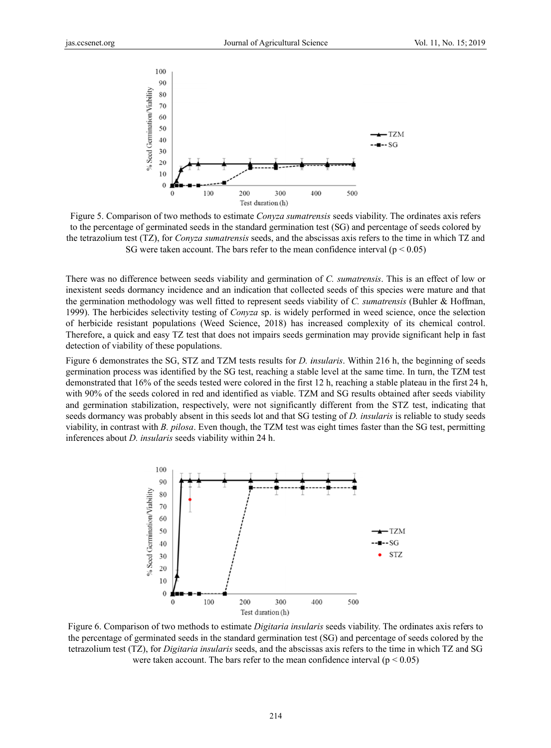100
90
80
70
60
50
40
30
20
10
0

% Seed Germination/Viability

0
100
200
300
400
500

Test duration (h)

TZM
SG

Figure 5. Comparison of two methods to estimate *Conyza sumatrensis* seeds viability. The ordinates axis refers to the percentage of germinated seeds in the standard germination test (SG) and percentage of seeds colored by the tetrazolium test (TZ), for *Conyza sumatrensis* seeds, and the abscissas axis refers to the time in which TZ and SG were taken account. The bars refer to the mean confidence interval ($p < 0.05$)

There was no difference between seeds viability and germination of *C. sumatrensis*. This is an effect of low or inexistent seeds dormancy incidence and an indication that collected seeds of this species were mature and that the germination methodology was well fitted to represent seeds viability of *C. sumatrensis* (Buhler & Hoffman, 1999). The herbicides selectivity testing of *Conyza* sp. is widely performed in weed science, once the selection of herbicide resistant populations (Weed Science, 2018) has increased complexity of its chemical control. Therefore, a quick and easy TZ test that does not impairs seeds germination may provide significant help in fast detection of viability of these populations.

Figure 6 demonstrates the SG, STZ and TZM tests results for *D. insularis*. Within 216 h, the beginning of seeds germination process was identified by the SG test, reaching a stable level at the same time. In turn, the TZM test demonstrated that 16% of the seeds tested were colored in the first 12 h, reaching a stable plateau in the first 24 h, with 90% of the seeds colored in red and identified as viable. TZM and SG results obtained after seeds viability and germination stabilization, respectively, were not significantly different from the STZ test, indicating that seeds dormancy was probably absent in this seeds lot and that SG testing of *D. insularis* is reliable to study seeds viability, in contrast with *B. pilosa*. Even though, the TZM test was eight times faster than the SG test, permitting inferences about *D. insularis* seeds viability within 24 h.

100
90
80
70
60
50
40
30
20
10
0

% Seed Germination/Viability

0
100
200
300
400
500

Test duration (h)

TZM
SG
STZ

Figure 6. Comparison of two methods to estimate *Digitaria insularis* seeds viability. The ordinates axis refers to the percentage of germinated seeds in the standard germination test (SG) and percentage of seeds colored by the tetrazolium test (TZ), for *Digitaria insularis* seeds, and the abscissas axis refers to the time in which TZ and SG were taken account. The bars refer to the mean confidence interval ($p < 0.05$)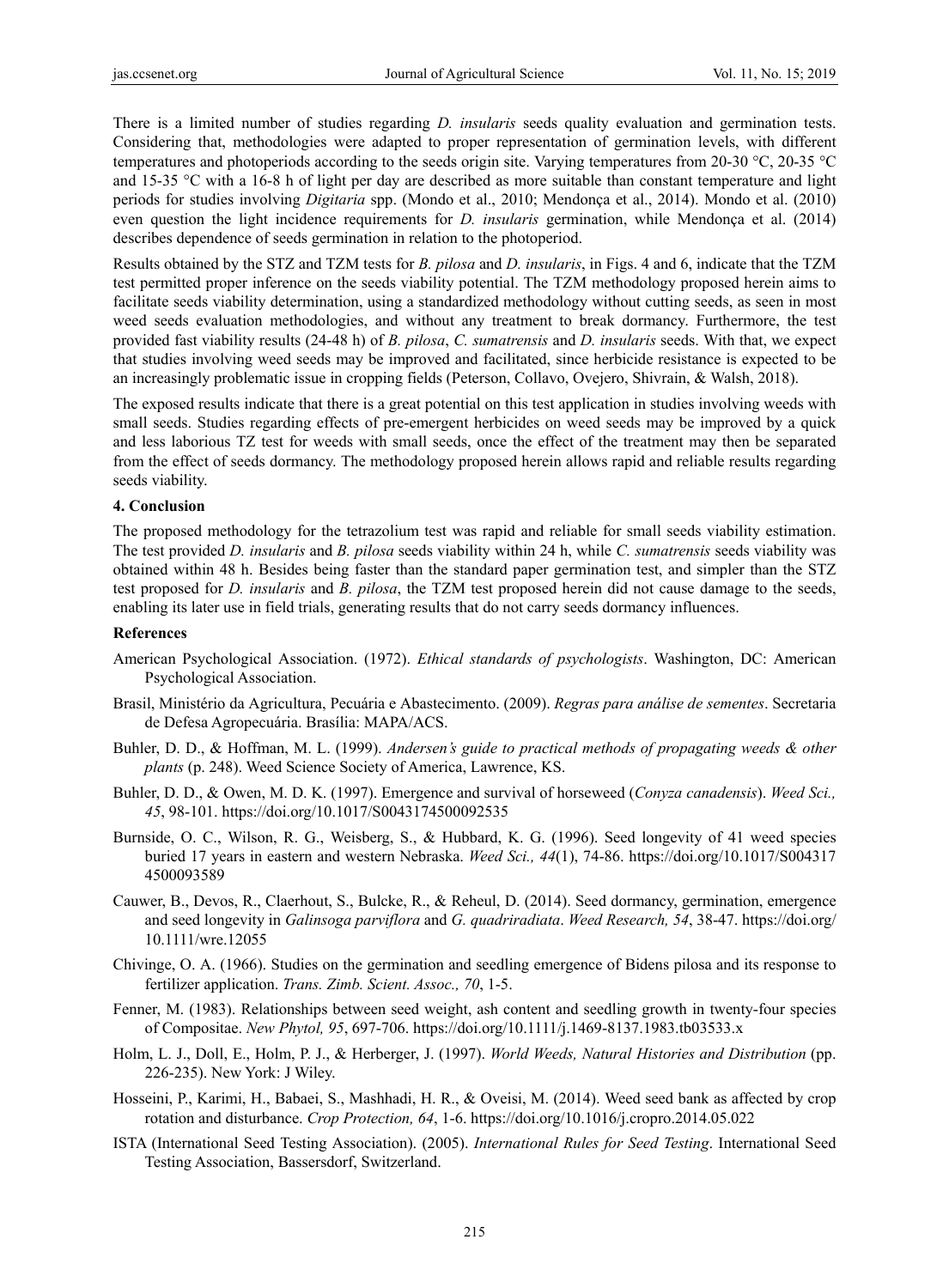There is a limited number of studies regarding *D. insularis* seeds quality evaluation and germination tests. Considering that, methodologies were adapted to proper representation of germination levels, with different temperatures and photoperiods according to the seeds origin site. Varying temperatures from 20-30 °C, 20-35 °C and 15-35 °C with a 16-8 h of light per day are described as more suitable than constant temperature and light periods for studies involving *Digitaria* spp. (Mondo et al., 2010; Mendonça et al., 2014). Mondo et al. (2010) even question the light incidence requirements for *D. insularis* germination, while Mendonça et al. (2014) describes dependence of seeds germination in relation to the photoperiod.

Results obtained by the STZ and TZM tests for *B. pilosa* and *D. insularis*, in Figs. 4 and 6, indicate that the TZM test permitted proper inference on the seeds viability potential. The TZM methodology proposed herein aims to facilitate seeds viability determination, using a standardized methodology without cutting seeds, as seen in most weed seeds evaluation methodologies, and without any treatment to break dormancy. Furthermore, the test provided fast viability results (24-48 h) of *B. pilosa*, *C. sumatrensis* and *D. insularis* seeds. With that, we expect that studies involving weed seeds may be improved and facilitated, since herbicide resistance is expected to be an increasingly problematic issue in cropping fields (Peterson, Collavo, Ovejero, Shivrain, & Walsh, 2018).

The exposed results indicate that there is a great potential on this test application in studies involving weeds with small seeds. Studies regarding effects of pre-emergent herbicides on weed seeds may be improved by a quick and less laborious TZ test for weeds with small seeds, once the effect of the treatment may then be separated from the effect of seeds dormancy. The methodology proposed herein allows rapid and reliable results regarding seeds viability.

## 4. Conclusion

The proposed methodology for the tetrazolium test was rapid and reliable for small seeds viability estimation. The test provided *D. insularis* and *B. pilosa* seeds viability within 24 h, while *C. sumatrensis* seeds viability was obtained within 48 h. Besides being faster than the standard paper germination test, and simpler than the STZ test proposed for *D. insularis* and *B. pilosa*, the TZM test proposed herein did not cause damage to the seeds, enabling its later use in field trials, generating results that do not carry seeds dormancy influences.

## References

American Psychological Association. (1972). *Ethical standards of psychologists*. Washington, DC: American Psychological Association.

Brasil, Ministério da Agricultura, Pecuária e Abastecimento. (2009). *Regras para análise de sementes*. Secretaria de Defesa Agropecuária. Brasília: MAPA/ACS.

Buhler, D. D., & Hoffman, M. L. (1999). *Andersen's guide to practical methods of propagating weeds & other plants* (p. 248). Weed Science Society of America, Lawrence, KS.

Buhler, D. D., & Owen, M. D. K. (1997). Emergence and survival of horseweed (*Conyza canadensis*). *Weed Sci., 45*, 98-101. https://doi.org/10.1017/S0043174500092535

Burnside, O. C., Wilson, R. G., Weisberg, S., & Hubbard, K. G. (1996). Seed longevity of 41 weed species buried 17 years in eastern and western Nebraska. *Weed Sci., 44*(1), 74-86. https://doi.org/10.1017/S0043174500093589

Cauwer, B., Devos, R., Claerhout, S., Bulcke, R., & Reheul, D. (2014). Seed dormancy, germination, emergence and seed longevity in *Galinsoga parviflora* and *G. quadriradiata*. *Weed Research, 54*, 38-47. https://doi.org/10.1111/wre.12055

Chivinge, O. A. (1966). Studies on the germination and seedling emergence of Bidens pilosa and its response to fertilizer application. *Trans. Zimb. Scient. Assoc., 70*, 1-5.

Fenner, M. (1983). Relationships between seed weight, ash content and seedling growth in twenty-four species of Compositae. *New Phytol, 95*, 697-706. https://doi.org/10.1111/j.1469-8137.1983.tb03533.x

Holm, L. J., Doll, E., Holm, P. J., & Herberger, J. (1997). *World Weeds, Natural Histories and Distribution* (pp. 226-235). New York: J Wiley.

Hosseini, P., Karimi, H., Babaei, S., Mashhadi, H. R., & Oveisi, M. (2014). Weed seed bank as affected by crop rotation and disturbance. *Crop Protection, 64*, 1-6. https://doi.org/10.1016/j.cropro.2014.05.022

ISTA (International Seed Testing Association). (2005). *International Rules for Seed Testing*. International Seed Testing Association, Bassersdorf, Switzerland.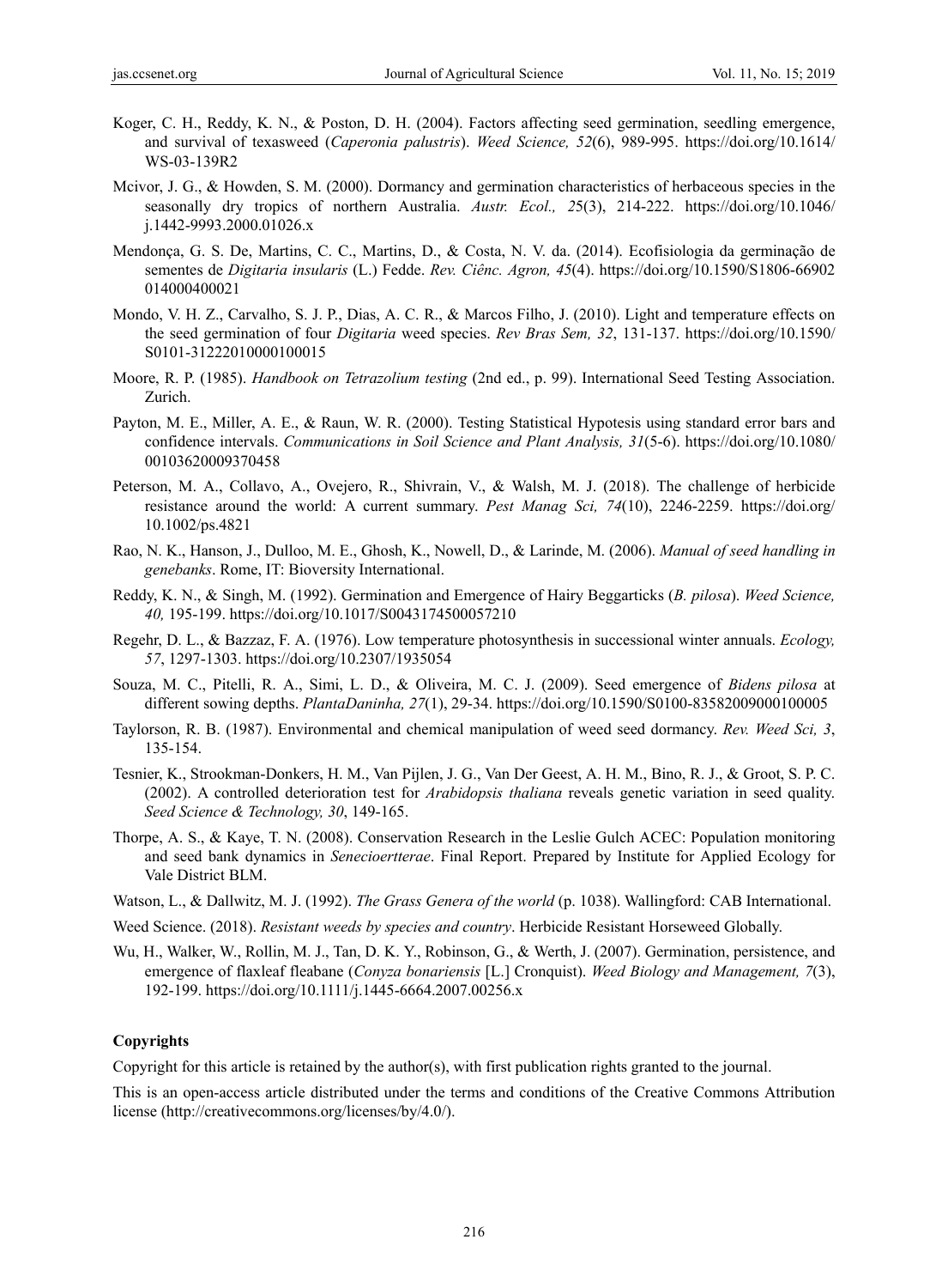Koger, C. H., Reddy, K. N., & Poston, D. H. (2004). Factors affecting seed germination, seedling emergence, and survival of texasweed (*Caperonia palustris*). *Weed Science, 52*(6), 989-995. https://doi.org/10.1614/WS-03-139R2

Mcivor, J. G., & Howden, S. M. (2000). Dormancy and germination characteristics of herbaceous species in the seasonally dry tropics of northern Australia. *Austr. Ecol., 25*(3), 214-222. https://doi.org/10.1046/j.1442-9993.2000.01026.x

Mendonça, G. S. De, Martins, C. C., Martins, D., & Costa, N. V. da. (2014). Ecofisiologia da germinação de sementes de *Digitaria insularis* (L.) Fedde. *Rev. Ciênc. Agron, 45*(4). https://doi.org/10.1590/S1806-66902014000400021

Mondo, V. H. Z., Carvalho, S. J. P., Dias, A. C. R., & Marcos Filho, J. (2010). Light and temperature effects on the seed germination of four *Digitaria* weed species. *Rev Bras Sem, 32*, 131-137. https://doi.org/10.1590/S0101-31222010000100015

Moore, R. P. (1985). *Handbook on Tetrazolium testing* (2nd ed., p. 99). International Seed Testing Association. Zurich.

Payton, M. E., Miller, A. E., & Raun, W. R. (2000). Testing Statistical Hypotesis using standard error bars and confidence intervals. *Communications in Soil Science and Plant Analysis, 31*(5-6). https://doi.org/10.1080/00103620009370458

Peterson, M. A., Collavo, A., Ovejero, R., Shivrain, V., & Walsh, M. J. (2018). The challenge of herbicide resistance around the world: A current summary. *Pest Manag Sci, 74*(10), 2246-2259. https://doi.org/10.1002/ps.4821

Rao, N. K., Hanson, J., Dulloo, M. E., Ghosh, K., Nowell, D., & Larinde, M. (2006). *Manual of seed handling in genebanks*. Rome, IT: Bioversity International.

Reddy, K. N., & Singh, M. (1992). Germination and Emergence of Hairy Beggarticks (*B. pilosa*). *Weed Science, 40,* 195-199. https://doi.org/10.1017/S0043174500057210

Regehr, D. L., & Bazzaz, F. A. (1976). Low temperature photosynthesis in successional winter annuals. *Ecology, 57*, 1297-1303. https://doi.org/10.2307/1935054

Souza, M. C., Pitelli, R. A., Simi, L. D., & Oliveira, M. C. J. (2009). Seed emergence of *Bidens pilosa* at different sowing depths. *PlantaDaninha, 27*(1), 29-34. https://doi.org/10.1590/S0100-83582009000100005

Taylorson, R. B. (1987). Environmental and chemical manipulation of weed seed dormancy. *Rev. Weed Sci, 3*, 135-154.

Tesnier, K., Strookman-Donkers, H. M., Van Pijlen, J. G., Van Der Geest, A. H. M., Bino, R. J., & Groot, S. P. C. (2002). A controlled deterioration test for *Arabidopsis thaliana* reveals genetic variation in seed quality. *Seed Science & Technology, 30*, 149-165.

Thorpe, A. S., & Kaye, T. N. (2008). Conservation Research in the Leslie Gulch ACEC: Population monitoring and seed bank dynamics in *Senecioertterae*. Final Report. Prepared by Institute for Applied Ecology for Vale District BLM.

Watson, L., & Dallwitz, M. J. (1992). *The Grass Genera of the world* (p. 1038). Wallingford: CAB International.

Weed Science. (2018). *Resistant weeds by species and country*. Herbicide Resistant Horseweed Globally.

Wu, H., Walker, W., Rollin, M. J., Tan, D. K. Y., Robinson, G., & Werth, J. (2007). Germination, persistence, and emergence of flaxleaf fleabane (*Conyza bonariensis* [L.] Cronquist). *Weed Biology and Management, 7*(3), 192-199. https://doi.org/10.1111/j.1445-6664.2007.00256.x

**Copyrights**

Copyright for this article is retained by the author(s), with first publication rights granted to the journal.

This is an open-access article distributed under the terms and conditions of the Creative Commons Attribution license (http://creativecommons.org/licenses/by/4.0/).